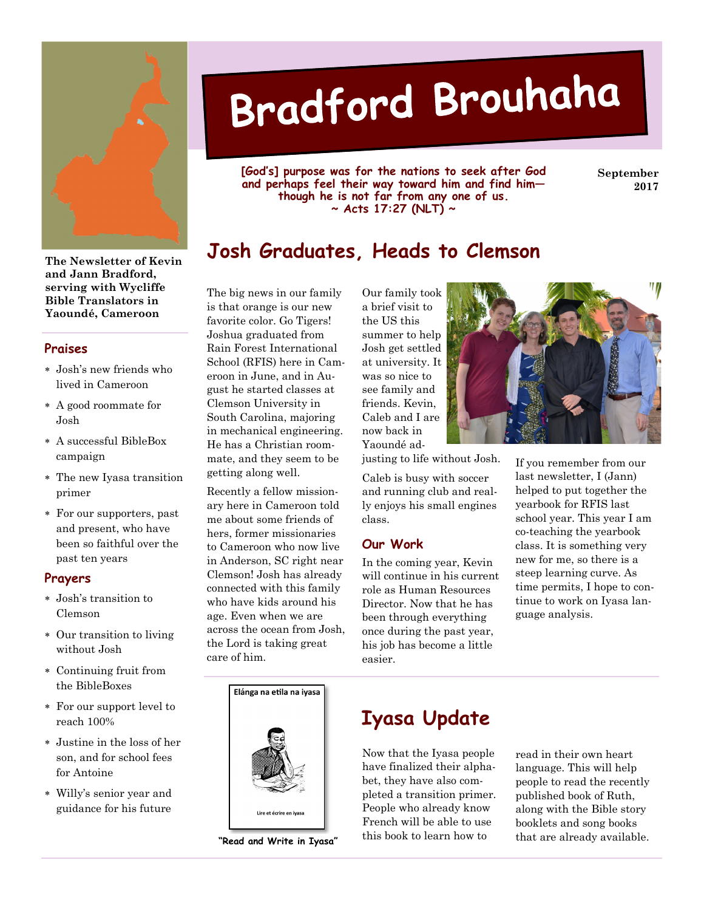# Bradford Brouhaha

**[God's] purpose was for the nations to seek after God and perhaps feel their way toward him and find him—though he is not far from any one of us.**
**~ Acts 17:27 (NLT) ~**

**September 2017**

**The Newsletter of Kevin and Jann Bradford, serving with Wycliffe Bible Translators in Yaoundé, Cameroon**

## Praises

- Josh's new friends who lived in Cameroon
- A good roommate for Josh
- A successful BibleBox campaign
- The new Iyasa transition primer
- For our supporters, past and present, who have been so faithful over the past ten years

## Prayers

- Josh's transition to Clemson
- Our transition to living without Josh
- Continuing fruit from the BibleBoxes
- For our support level to reach 100%
- Justine in the loss of her son, and for school fees for Antoine
- Willy's senior year and guidance for his future

## Josh Graduates, Heads to Clemson

The big news in our family is that orange is our new favorite color. Go Tigers! Joshua graduated from Rain Forest International School (RFIS) here in Cameroon in June, and in August he started classes at Clemson University in South Carolina, majoring in mechanical engineering. He has a Christian roommate, and they seem to be getting along well.

Recently a fellow missionary here in Cameroon told me about some friends of hers, former missionaries to Cameroon who now live in Anderson, SC right near Clemson! Josh has already connected with this family who have kids around his age. Even when we are across the ocean from Josh, the Lord is taking great care of him.

Our family took a brief visit to the US this summer to help Josh get settled at university. It was so nice to see family and friends. Kevin, Caleb and I are now back in Yaoundé adjusting to life without Josh.

Caleb is busy with soccer and running club and really enjoys his small engines class.

### Our Work

In the coming year, Kevin will continue in his current role as Human Resources Director. Now that he has been through everything once during the past year, his job has become a little easier.

If you remember from our last newsletter, I (Jann) helped to put together the yearbook for RFIS last school year. This year I am co-teaching the yearbook class. It is something very new for me, so there is a steep learning curve. As time permits, I hope to continue to work on Iyasa language analysis.

## Iyasa Update

Elánga na etila na iyasa

Lire et écrire en iyasa

"Read and Write in Iyasa"

Now that the Iyasa people have finalized their alphabet, they have also completed a transition primer. People who already know French will be able to use this book to learn how to read in their own heart language. This will help people to read the recently published book of Ruth, along with the Bible story booklets and song books that are already available.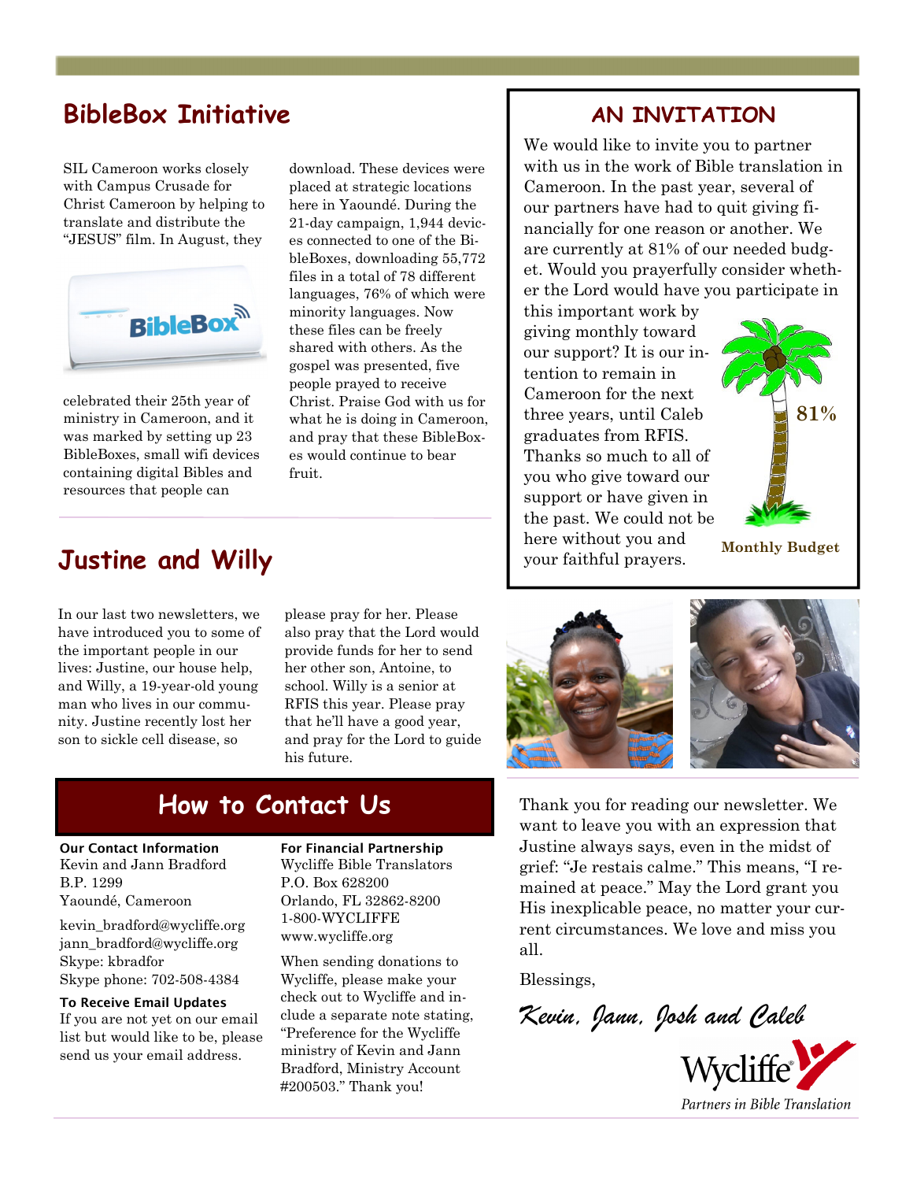## BibleBox Initiative

SIL Cameroon works closely with Campus Crusade for Christ Cameroon by helping to translate and distribute the "JESUS" film. In August, they celebrated their 25th year of ministry in Cameroon, and it was marked by setting up 23 BibleBoxes, small wifi devices containing digital Bibles and resources that people can download. These devices were placed at strategic locations here in Yaoundé. During the 21-day campaign, 1,944 devices connected to one of the BibleBoxes, downloading 55,772 files in a total of 78 different languages, 76% of which were minority languages. Now these files can be freely shared with others. As the gospel was presented, five people prayed to receive Christ. Praise God with us for what he is doing in Cameroon, and pray that these BibleBoxes would continue to bear fruit.

## AN INVITATION

We would like to invite you to partner with us in the work of Bible translation in Cameroon. In the past year, several of our partners have had to quit giving financially for one reason or another. We are currently at 81% of our needed budget. Would you prayerfully consider whether the Lord would have you participate in this important work by giving monthly toward our support? It is our intention to remain in Cameroon for the next three years, until Caleb graduates from RFIS. Thanks so much to all of you who give toward our support or have given in the past. We could not be here without you and your faithful prayers.

81%

Monthly Budget

## Justine and Willy

In our last two newsletters, we have introduced you to some of the important people in our lives: Justine, our house help, and Willy, a 19-year-old young man who lives in our community. Justine recently lost her son to sickle cell disease, so please pray for her. Please also pray that the Lord would provide funds for her to send her other son, Antoine, to school. Willy is a senior at RFIS this year. Please pray that he'll have a good year, and pray for the Lord to guide his future.

## How to Contact Us

**Our Contact Information**
Kevin and Jann Bradford
B.P. 1299
Yaoundé, Cameroon

kevin_bradford@wycliffe.org
jann_bradford@wycliffe.org
Skype: kbradfor
Skype phone: 702-508-4384

**To Receive Email Updates**
If you are not yet on our email list but would like to be, please send us your email address.

**For Financial Partnership**
Wycliffe Bible Translators
P.O. Box 628200
Orlando, FL 32862-8200
1-800-WYCLIFFE
www.wycliffe.org

When sending donations to Wycliffe, please make your check out to Wycliffe and include a separate note stating, "Preference for the Wycliffe ministry of Kevin and Jann Bradford, Ministry Account #200503." Thank you!

Thank you for reading our newsletter. We want to leave you with an expression that Justine always says, even in the midst of grief: "Je restais calme." This means, "I remained at peace." May the Lord grant you His inexplicable peace, no matter your current circumstances. We love and miss you all.

Blessings,

*Kevin, Jann, Josh and Caleb*

Wycliffe
*Partners in Bible Translation*